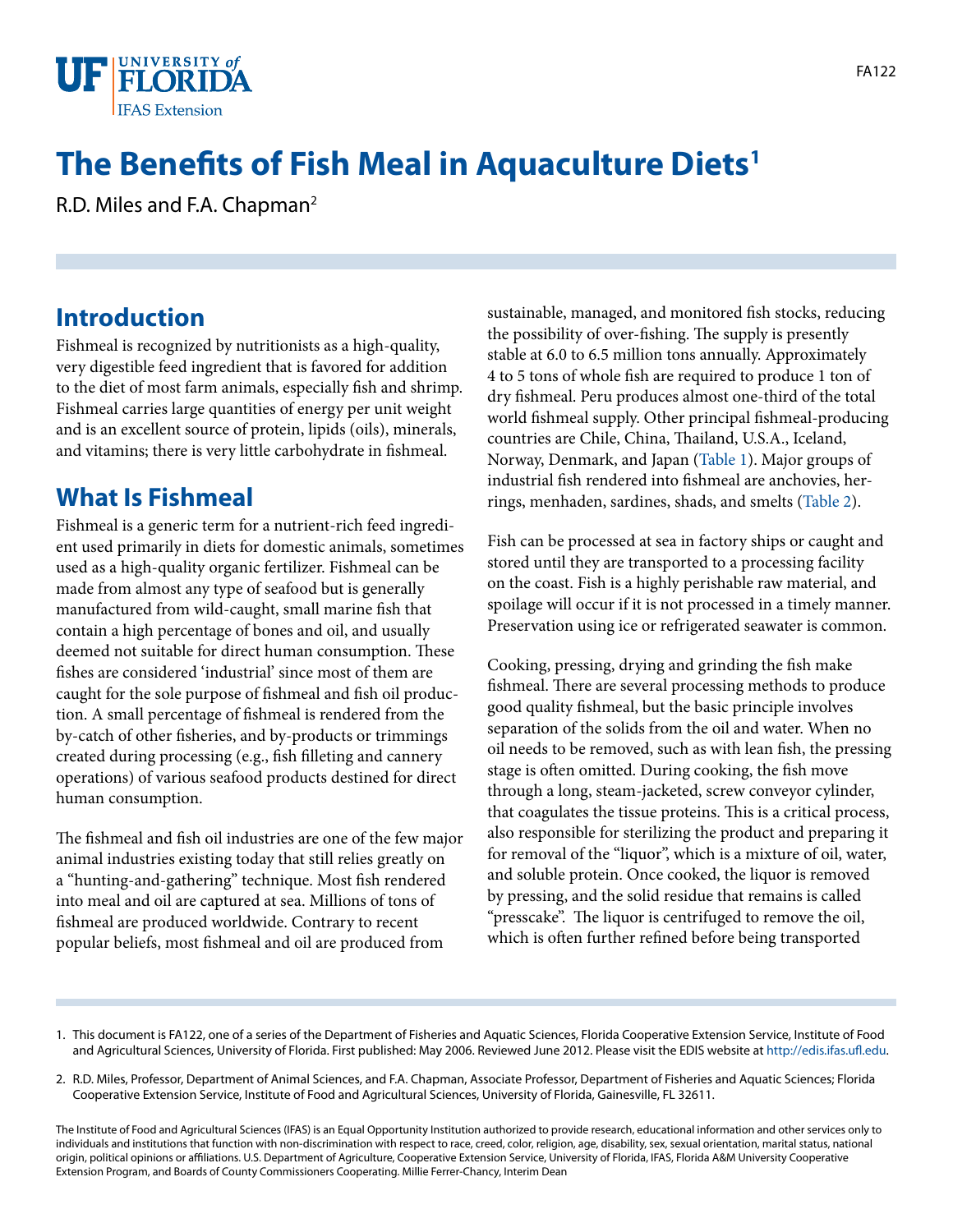# The Benefits of Fish Meal in Aquaculture Diets[1]

R.D. Miles and F.A. Chapman[2]

## Introduction

Fishmeal is recognized by nutritionists as a high-quality, very digestible feed ingredient that is favored for addition to the diet of most farm animals, especially fish and shrimp. Fishmeal carries large quantities of energy per unit weight and is an excellent source of protein, lipids (oils), minerals, and vitamins; there is very little carbohydrate in fishmeal.

## What Is Fishmeal

Fishmeal is a generic term for a nutrient-rich feed ingredient used primarily in diets for domestic animals, sometimes used as a high-quality organic fertilizer. Fishmeal can be made from almost any type of seafood but is generally manufactured from wild-caught, small marine fish that contain a high percentage of bones and oil, and usually deemed not suitable for direct human consumption. These fishes are considered 'industrial' since most of them are caught for the sole purpose of fishmeal and fish oil production. A small percentage of fishmeal is rendered from the by-catch of other fisheries, and by-products or trimmings created during processing (e.g., fish filleting and cannery operations) of various seafood products destined for direct human consumption.

The fishmeal and fish oil industries are one of the few major animal industries existing today that still relies greatly on a "hunting-and-gathering" technique. Most fish rendered into meal and oil are captured at sea. Millions of tons of fishmeal are produced worldwide. Contrary to recent popular beliefs, most fishmeal and oil are produced from sustainable, managed, and monitored fish stocks, reducing the possibility of over-fishing. The supply is presently stable at 6.0 to 6.5 million tons annually. Approximately 4 to 5 tons of whole fish are required to produce 1 ton of dry fishmeal. Peru produces almost one-third of the total world fishmeal supply. Other principal fishmeal-producing countries are Chile, China, Thailand, U.S.A., Iceland, Norway, Denmark, and Japan (Table 1). Major groups of industrial fish rendered into fishmeal are anchovies, herrings, menhaden, sardines, shads, and smelts (Table 2).

Fish can be processed at sea in factory ships or caught and stored until they are transported to a processing facility on the coast. Fish is a highly perishable raw material, and spoilage will occur if it is not processed in a timely manner. Preservation using ice or refrigerated seawater is common.

Cooking, pressing, drying and grinding the fish make fishmeal. There are several processing methods to produce good quality fishmeal, but the basic principle involves separation of the solids from the oil and water. When no oil needs to be removed, such as with lean fish, the pressing stage is often omitted. During cooking, the fish move through a long, steam-jacketed, screw conveyor cylinder, that coagulates the tissue proteins. This is a critical process, also responsible for sterilizing the product and preparing it for removal of the "liquor", which is a mixture of oil, water, and soluble protein. Once cooked, the liquor is removed by pressing, and the solid residue that remains is called "presscake". The liquor is centrifuged to remove the oil, which is often further refined before being transported

---

1. This document is FA122, one of a series of the Department of Fisheries and Aquatic Sciences, Florida Cooperative Extension Service, Institute of Food and Agricultural Sciences, University of Florida. First published: May 2006. Reviewed June 2012. Please visit the EDIS website at http://edis.ifas.ufl.edu.

2. R.D. Miles, Professor, Department of Animal Sciences, and F.A. Chapman, Associate Professor, Department of Fisheries and Aquatic Sciences; Florida Cooperative Extension Service, Institute of Food and Agricultural Sciences, University of Florida, Gainesville, FL 32611.

The Institute of Food and Agricultural Sciences (IFAS) is an Equal Opportunity Institution authorized to provide research, educational information and other services only to individuals and institutions that function with non-discrimination with respect to race, creed, color, religion, age, disability, sex, sexual orientation, marital status, national origin, political opinions or affiliations. U.S. Department of Agriculture, Cooperative Extension Service, University of Florida, IFAS, Florida A&M University Cooperative Extension Program, and Boards of County Commissioners Cooperating. Millie Ferrer-Chancy, Interim Dean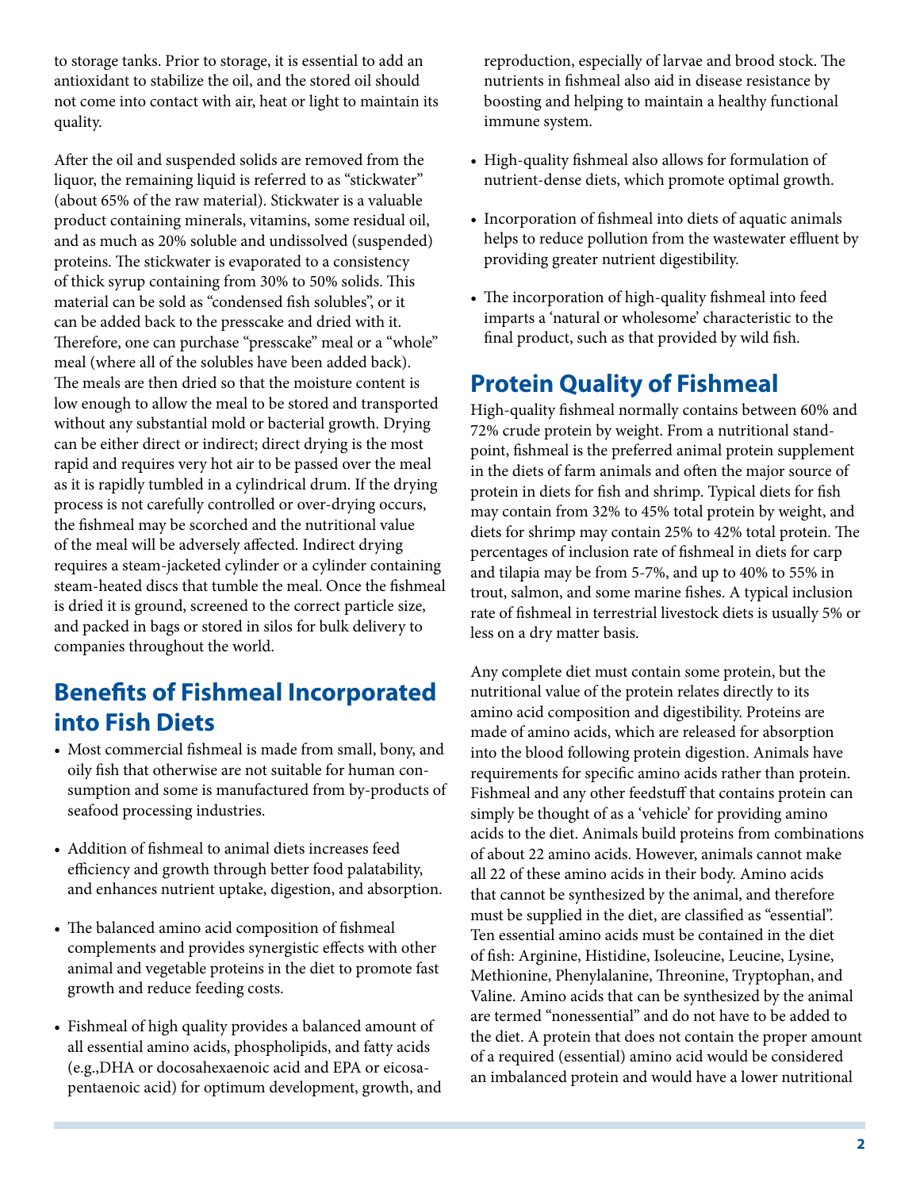to storage tanks. Prior to storage, it is essential to add an antioxidant to stabilize the oil, and the stored oil should not come into contact with air, heat or light to maintain its quality.

After the oil and suspended solids are removed from the liquor, the remaining liquid is referred to as "stickwater" (about 65% of the raw material). Stickwater is a valuable product containing minerals, vitamins, some residual oil, and as much as 20% soluble and undissolved (suspended) proteins. The stickwater is evaporated to a consistency of thick syrup containing from 30% to 50% solids. This material can be sold as "condensed fish solubles", or it can be added back to the presscake and dried with it. Therefore, one can purchase "presscake" meal or a "whole" meal (where all of the solubles have been added back). The meals are then dried so that the moisture content is low enough to allow the meal to be stored and transported without any substantial mold or bacterial growth. Drying can be either direct or indirect; direct drying is the most rapid and requires very hot air to be passed over the meal as it is rapidly tumbled in a cylindrical drum. If the drying process is not carefully controlled or over-drying occurs, the fishmeal may be scorched and the nutritional value of the meal will be adversely affected. Indirect drying requires a steam-jacketed cylinder or a cylinder containing steam-heated discs that tumble the meal. Once the fishmeal is dried it is ground, screened to the correct particle size, and packed in bags or stored in silos for bulk delivery to companies throughout the world.

## Benefits of Fishmeal Incorporated into Fish Diets

- Most commercial fishmeal is made from small, bony, and oily fish that otherwise are not suitable for human consumption and some is manufactured from by-products of seafood processing industries.
- Addition of fishmeal to animal diets increases feed efficiency and growth through better food palatability, and enhances nutrient uptake, digestion, and absorption.
- The balanced amino acid composition of fishmeal complements and provides synergistic effects with other animal and vegetable proteins in the diet to promote fast growth and reduce feeding costs.
- Fishmeal of high quality provides a balanced amount of all essential amino acids, phospholipids, and fatty acids (e.g.,DHA or docosahexaenoic acid and EPA or eicosapentaenoic acid) for optimum development, growth, and reproduction, especially of larvae and brood stock. The nutrients in fishmeal also aid in disease resistance by boosting and helping to maintain a healthy functional immune system.
- High-quality fishmeal also allows for formulation of nutrient-dense diets, which promote optimal growth.
- Incorporation of fishmeal into diets of aquatic animals helps to reduce pollution from the wastewater effluent by providing greater nutrient digestibility.
- The incorporation of high-quality fishmeal into feed imparts a 'natural or wholesome' characteristic to the final product, such as that provided by wild fish.

## Protein Quality of Fishmeal

High-quality fishmeal normally contains between 60% and 72% crude protein by weight. From a nutritional standpoint, fishmeal is the preferred animal protein supplement in the diets of farm animals and often the major source of protein in diets for fish and shrimp. Typical diets for fish may contain from 32% to 45% total protein by weight, and diets for shrimp may contain 25% to 42% total protein. The percentages of inclusion rate of fishmeal in diets for carp and tilapia may be from 5-7%, and up to 40% to 55% in trout, salmon, and some marine fishes. A typical inclusion rate of fishmeal in terrestrial livestock diets is usually 5% or less on a dry matter basis.

Any complete diet must contain some protein, but the nutritional value of the protein relates directly to its amino acid composition and digestibility. Proteins are made of amino acids, which are released for absorption into the blood following protein digestion. Animals have requirements for specific amino acids rather than protein. Fishmeal and any other feedstuff that contains protein can simply be thought of as a 'vehicle' for providing amino acids to the diet. Animals build proteins from combinations of about 22 amino acids. However, animals cannot make all 22 of these amino acids in their body. Amino acids that cannot be synthesized by the animal, and therefore must be supplied in the diet, are classified as "essential". Ten essential amino acids must be contained in the diet of fish: Arginine, Histidine, Isoleucine, Leucine, Lysine, Methionine, Phenylalanine, Threonine, Tryptophan, and Valine. Amino acids that can be synthesized by the animal are termed "nonessential" and do not have to be added to the diet. A protein that does not contain the proper amount of a required (essential) amino acid would be considered an imbalanced protein and would have a lower nutritional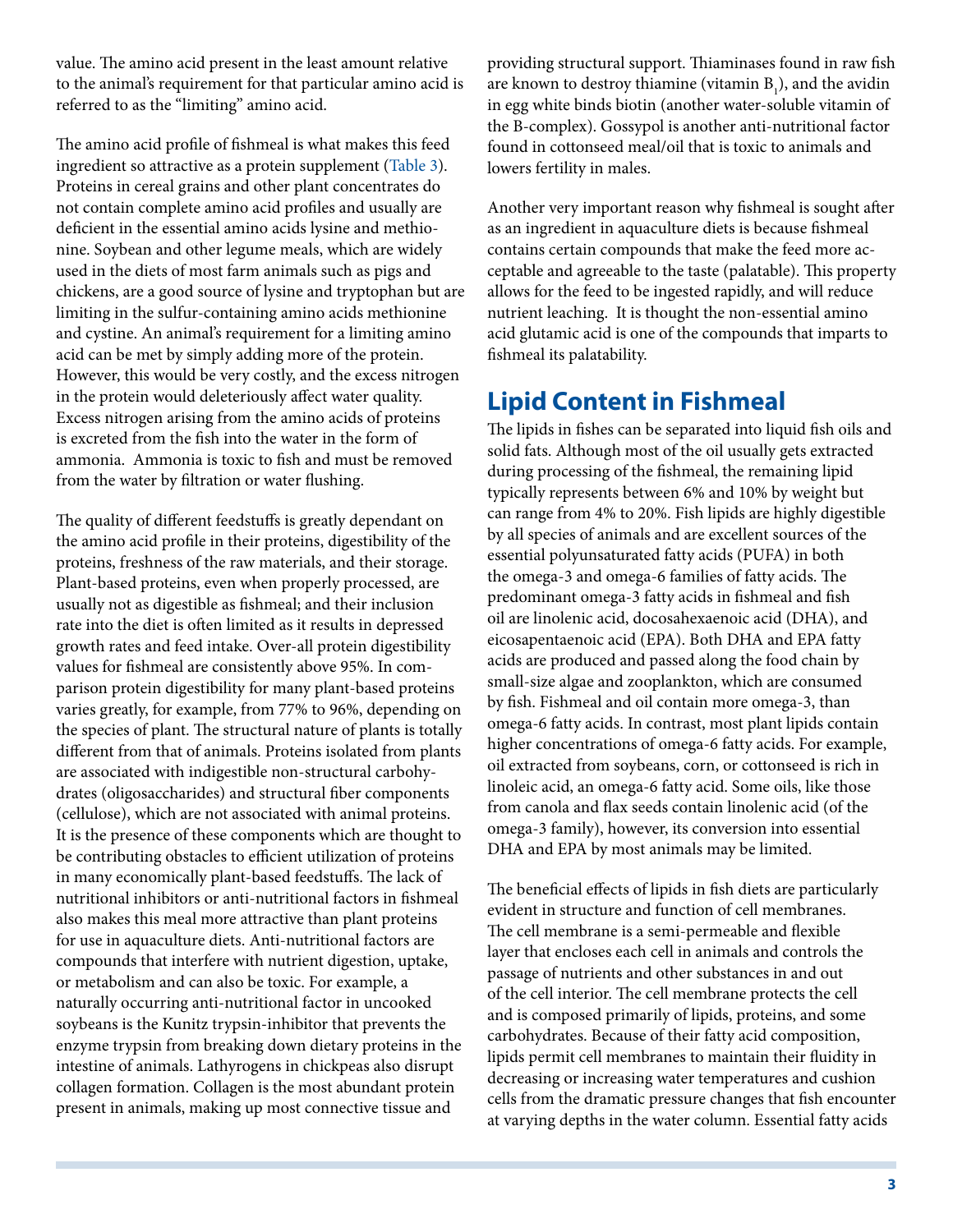value. The amino acid present in the least amount relative to the animal's requirement for that particular amino acid is referred to as the "limiting" amino acid.

The amino acid profile of fishmeal is what makes this feed ingredient so attractive as a protein supplement (Table 3). Proteins in cereal grains and other plant concentrates do not contain complete amino acid profiles and usually are deficient in the essential amino acids lysine and methionine. Soybean and other legume meals, which are widely used in the diets of most farm animals such as pigs and chickens, are a good source of lysine and tryptophan but are limiting in the sulfur-containing amino acids methionine and cystine. An animal's requirement for a limiting amino acid can be met by simply adding more of the protein. However, this would be very costly, and the excess nitrogen in the protein would deleteriously affect water quality. Excess nitrogen arising from the amino acids of proteins is excreted from the fish into the water in the form of ammonia. Ammonia is toxic to fish and must be removed from the water by filtration or water flushing.

The quality of different feedstuffs is greatly dependant on the amino acid profile in their proteins, digestibility of the proteins, freshness of the raw materials, and their storage. Plant-based proteins, even when properly processed, are usually not as digestible as fishmeal; and their inclusion rate into the diet is often limited as it results in depressed growth rates and feed intake. Over-all protein digestibility values for fishmeal are consistently above 95%. In comparison protein digestibility for many plant-based proteins varies greatly, for example, from 77% to 96%, depending on the species of plant. The structural nature of plants is totally different from that of animals. Proteins isolated from plants are associated with indigestible non-structural carbohydrates (oligosaccharides) and structural fiber components (cellulose), which are not associated with animal proteins. It is the presence of these components which are thought to be contributing obstacles to efficient utilization of proteins in many economically plant-based feedstuffs. The lack of nutritional inhibitors or anti-nutritional factors in fishmeal also makes this meal more attractive than plant proteins for use in aquaculture diets. Anti-nutritional factors are compounds that interfere with nutrient digestion, uptake, or metabolism and can also be toxic. For example, a naturally occurring anti-nutritional factor in uncooked soybeans is the Kunitz trypsin-inhibitor that prevents the enzyme trypsin from breaking down dietary proteins in the intestine of animals. Lathyrogens in chickpeas also disrupt collagen formation. Collagen is the most abundant protein present in animals, making up most connective tissue and providing structural support. Thiaminases found in raw fish are known to destroy thiamine (vitamin $B_1$), and the avidin in egg white binds biotin (another water-soluble vitamin of the B-complex). Gossypol is another anti-nutritional factor found in cottonseed meal/oil that is toxic to animals and lowers fertility in males.

Another very important reason why fishmeal is sought after as an ingredient in aquaculture diets is because fishmeal contains certain compounds that make the feed more acceptable and agreeable to the taste (palatable). This property allows for the feed to be ingested rapidly, and will reduce nutrient leaching. It is thought the non-essential amino acid glutamic acid is one of the compounds that imparts to fishmeal its palatability.

## Lipid Content in Fishmeal

The lipids in fishes can be separated into liquid fish oils and solid fats. Although most of the oil usually gets extracted during processing of the fishmeal, the remaining lipid typically represents between 6% and 10% by weight but can range from 4% to 20%. Fish lipids are highly digestible by all species of animals and are excellent sources of the essential polyunsaturated fatty acids (PUFA) in both the omega-3 and omega-6 families of fatty acids. The predominant omega-3 fatty acids in fishmeal and fish oil are linolenic acid, docosahexaenoic acid (DHA), and eicosapentaenoic acid (EPA). Both DHA and EPA fatty acids are produced and passed along the food chain by small-size algae and zooplankton, which are consumed by fish. Fishmeal and oil contain more omega-3, than omega-6 fatty acids. In contrast, most plant lipids contain higher concentrations of omega-6 fatty acids. For example, oil extracted from soybeans, corn, or cottonseed is rich in linoleic acid, an omega-6 fatty acid. Some oils, like those from canola and flax seeds contain linolenic acid (of the omega-3 family), however, its conversion into essential DHA and EPA by most animals may be limited.

The beneficial effects of lipids in fish diets are particularly evident in structure and function of cell membranes. The cell membrane is a semi-permeable and flexible layer that encloses each cell in animals and controls the passage of nutrients and other substances in and out of the cell interior. The cell membrane protects the cell and is composed primarily of lipids, proteins, and some carbohydrates. Because of their fatty acid composition, lipids permit cell membranes to maintain their fluidity in decreasing or increasing water temperatures and cushion cells from the dramatic pressure changes that fish encounter at varying depths in the water column. Essential fatty acids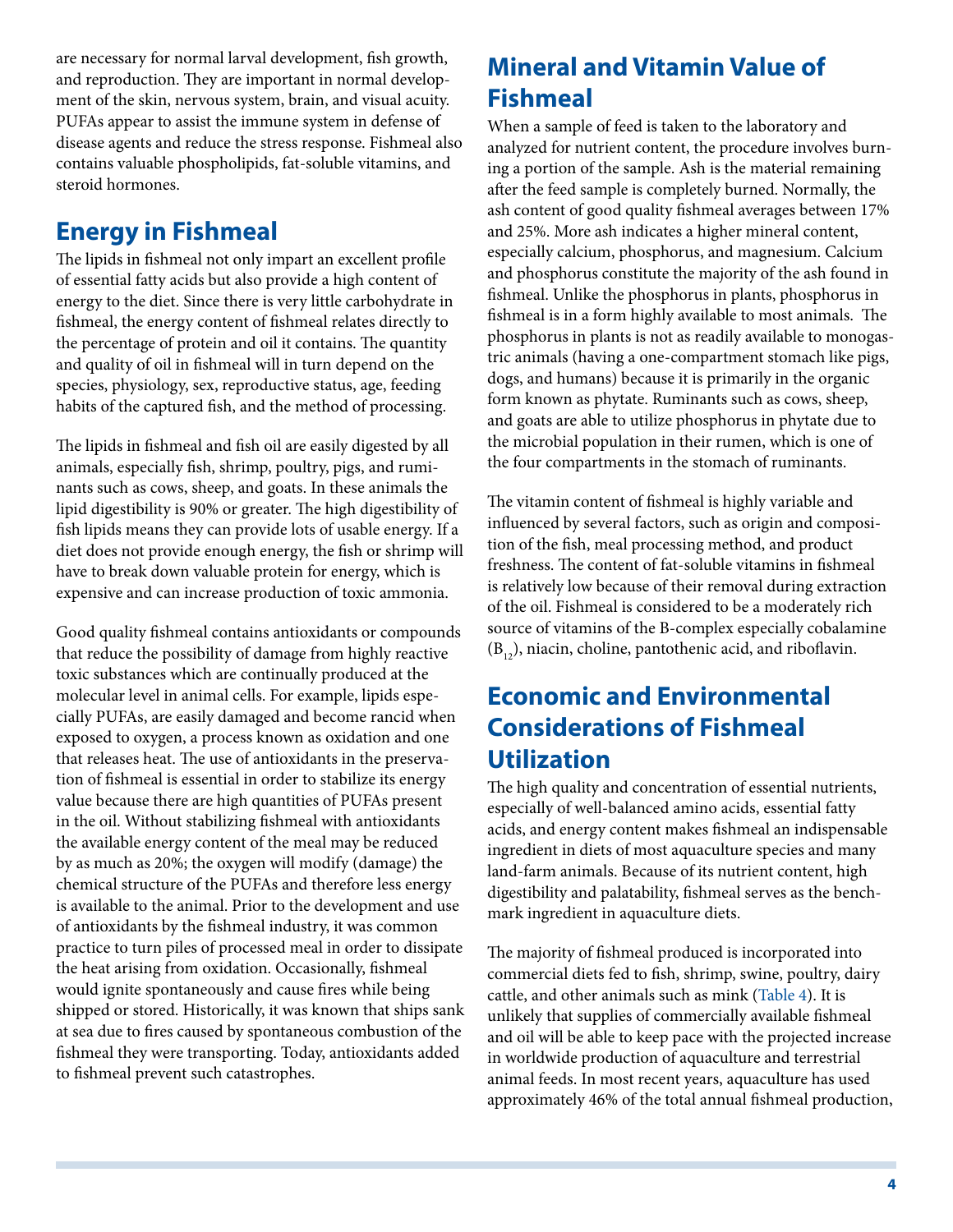are necessary for normal larval development, fish growth, and reproduction. They are important in normal development of the skin, nervous system, brain, and visual acuity. PUFAs appear to assist the immune system in defense of disease agents and reduce the stress response. Fishmeal also contains valuable phospholipids, fat-soluble vitamins, and steroid hormones.

## Energy in Fishmeal

The lipids in fishmeal not only impart an excellent profile of essential fatty acids but also provide a high content of energy to the diet. Since there is very little carbohydrate in fishmeal, the energy content of fishmeal relates directly to the percentage of protein and oil it contains. The quantity and quality of oil in fishmeal will in turn depend on the species, physiology, sex, reproductive status, age, feeding habits of the captured fish, and the method of processing.

The lipids in fishmeal and fish oil are easily digested by all animals, especially fish, shrimp, poultry, pigs, and ruminants such as cows, sheep, and goats. In these animals the lipid digestibility is 90% or greater. The high digestibility of fish lipids means they can provide lots of usable energy. If a diet does not provide enough energy, the fish or shrimp will have to break down valuable protein for energy, which is expensive and can increase production of toxic ammonia.

Good quality fishmeal contains antioxidants or compounds that reduce the possibility of damage from highly reactive toxic substances which are continually produced at the molecular level in animal cells. For example, lipids especially PUFAs, are easily damaged and become rancid when exposed to oxygen, a process known as oxidation and one that releases heat. The use of antioxidants in the preservation of fishmeal is essential in order to stabilize its energy value because there are high quantities of PUFAs present in the oil. Without stabilizing fishmeal with antioxidants the available energy content of the meal may be reduced by as much as 20%; the oxygen will modify (damage) the chemical structure of the PUFAs and therefore less energy is available to the animal. Prior to the development and use of antioxidants by the fishmeal industry, it was common practice to turn piles of processed meal in order to dissipate the heat arising from oxidation. Occasionally, fishmeal would ignite spontaneously and cause fires while being shipped or stored. Historically, it was known that ships sank at sea due to fires caused by spontaneous combustion of the fishmeal they were transporting. Today, antioxidants added to fishmeal prevent such catastrophes.

## Mineral and Vitamin Value of Fishmeal

When a sample of feed is taken to the laboratory and analyzed for nutrient content, the procedure involves burning a portion of the sample. Ash is the material remaining after the feed sample is completely burned. Normally, the ash content of good quality fishmeal averages between 17% and 25%. More ash indicates a higher mineral content, especially calcium, phosphorus, and magnesium. Calcium and phosphorus constitute the majority of the ash found in fishmeal. Unlike the phosphorus in plants, phosphorus in fishmeal is in a form highly available to most animals. The phosphorus in plants is not as readily available to monogastric animals (having a one-compartment stomach like pigs, dogs, and humans) because it is primarily in the organic form known as phytate. Ruminants such as cows, sheep, and goats are able to utilize phosphorus in phytate due to the microbial population in their rumen, which is one of the four compartments in the stomach of ruminants.

The vitamin content of fishmeal is highly variable and influenced by several factors, such as origin and composition of the fish, meal processing method, and product freshness. The content of fat-soluble vitamins in fishmeal is relatively low because of their removal during extraction of the oil. Fishmeal is considered to be a moderately rich source of vitamins of the B-complex especially cobalamine ($B_{12}$), niacin, choline, pantothenic acid, and riboflavin.

## Economic and Environmental Considerations of Fishmeal Utilization

The high quality and concentration of essential nutrients, especially of well-balanced amino acids, essential fatty acids, and energy content makes fishmeal an indispensable ingredient in diets of most aquaculture species and many land-farm animals. Because of its nutrient content, high digestibility and palatability, fishmeal serves as the benchmark ingredient in aquaculture diets.

The majority of fishmeal produced is incorporated into commercial diets fed to fish, shrimp, swine, poultry, dairy cattle, and other animals such as mink (Table 4). It is unlikely that supplies of commercially available fishmeal and oil will be able to keep pace with the projected increase in worldwide production of aquaculture and terrestrial animal feeds. In most recent years, aquaculture has used approximately 46% of the total annual fishmeal production,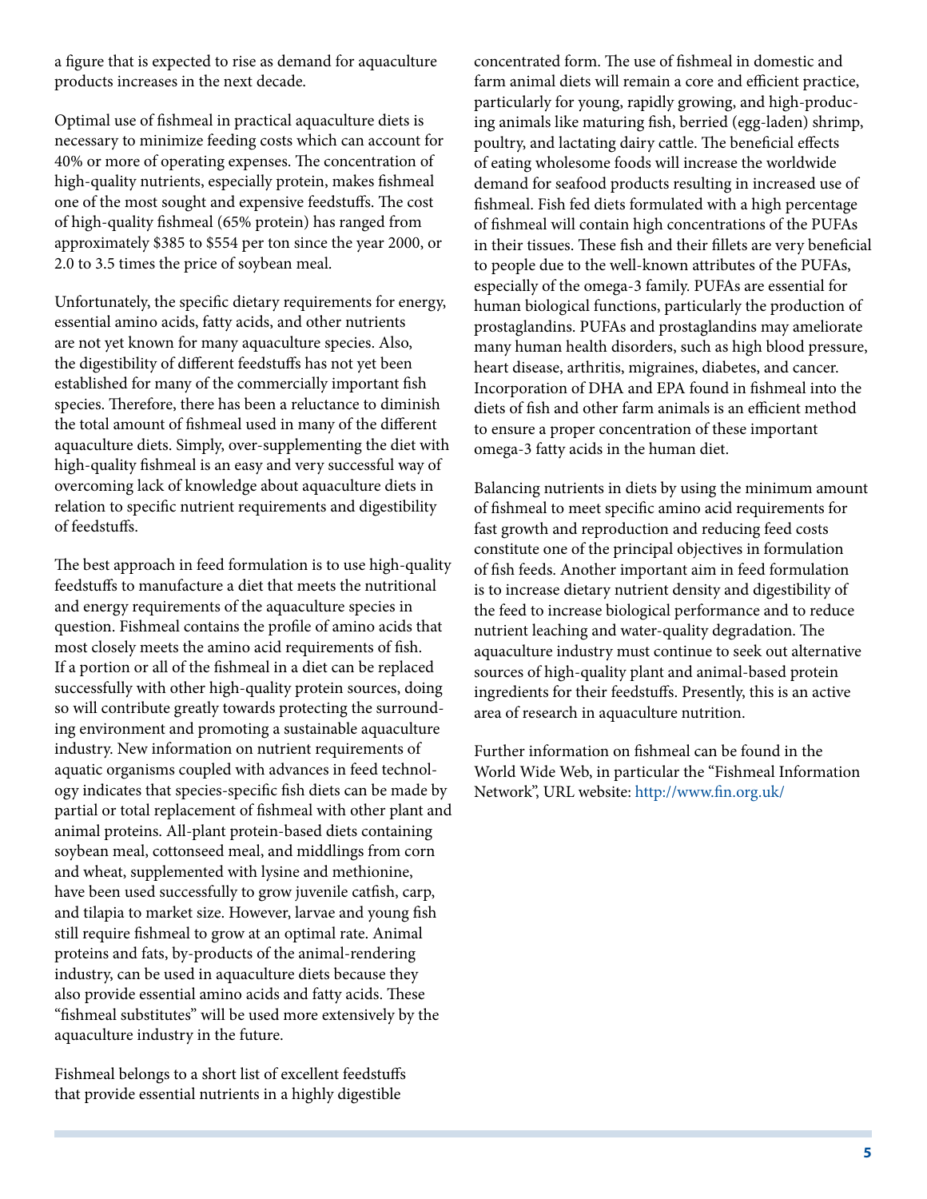a figure that is expected to rise as demand for aquaculture products increases in the next decade.

Optimal use of fishmeal in practical aquaculture diets is necessary to minimize feeding costs which can account for 40% or more of operating expenses. The concentration of high-quality nutrients, especially protein, makes fishmeal one of the most sought and expensive feedstuffs. The cost of high-quality fishmeal (65% protein) has ranged from approximately $385 to $554 per ton since the year 2000, or 2.0 to 3.5 times the price of soybean meal.

Unfortunately, the specific dietary requirements for energy, essential amino acids, fatty acids, and other nutrients are not yet known for many aquaculture species. Also, the digestibility of different feedstuffs has not yet been established for many of the commercially important fish species. Therefore, there has been a reluctance to diminish the total amount of fishmeal used in many of the different aquaculture diets. Simply, over-supplementing the diet with high-quality fishmeal is an easy and very successful way of overcoming lack of knowledge about aquaculture diets in relation to specific nutrient requirements and digestibility of feedstuffs.

The best approach in feed formulation is to use high-quality feedstuffs to manufacture a diet that meets the nutritional and energy requirements of the aquaculture species in question. Fishmeal contains the profile of amino acids that most closely meets the amino acid requirements of fish. If a portion or all of the fishmeal in a diet can be replaced successfully with other high-quality protein sources, doing so will contribute greatly towards protecting the surrounding environment and promoting a sustainable aquaculture industry. New information on nutrient requirements of aquatic organisms coupled with advances in feed technology indicates that species-specific fish diets can be made by partial or total replacement of fishmeal with other plant and animal proteins. All-plant protein-based diets containing soybean meal, cottonseed meal, and middlings from corn and wheat, supplemented with lysine and methionine, have been used successfully to grow juvenile catfish, carp, and tilapia to market size. However, larvae and young fish still require fishmeal to grow at an optimal rate. Animal proteins and fats, by-products of the animal-rendering industry, can be used in aquaculture diets because they also provide essential amino acids and fatty acids. These "fishmeal substitutes" will be used more extensively by the aquaculture industry in the future.

Fishmeal belongs to a short list of excellent feedstuffs that provide essential nutrients in a highly digestible concentrated form. The use of fishmeal in domestic and farm animal diets will remain a core and efficient practice, particularly for young, rapidly growing, and high-producing animals like maturing fish, berried (egg-laden) shrimp, poultry, and lactating dairy cattle. The beneficial effects of eating wholesome foods will increase the worldwide demand for seafood products resulting in increased use of fishmeal. Fish fed diets formulated with a high percentage of fishmeal will contain high concentrations of the PUFAs in their tissues. These fish and their fillets are very beneficial to people due to the well-known attributes of the PUFAs, especially of the omega-3 family. PUFAs are essential for human biological functions, particularly the production of prostaglandins. PUFAs and prostaglandins may ameliorate many human health disorders, such as high blood pressure, heart disease, arthritis, migraines, diabetes, and cancer. Incorporation of DHA and EPA found in fishmeal into the diets of fish and other farm animals is an efficient method to ensure a proper concentration of these important omega-3 fatty acids in the human diet.

Balancing nutrients in diets by using the minimum amount of fishmeal to meet specific amino acid requirements for fast growth and reproduction and reducing feed costs constitute one of the principal objectives in formulation of fish feeds. Another important aim in feed formulation is to increase dietary nutrient density and digestibility of the feed to increase biological performance and to reduce nutrient leaching and water-quality degradation. The aquaculture industry must continue to seek out alternative sources of high-quality plant and animal-based protein ingredients for their feedstuffs. Presently, this is an active area of research in aquaculture nutrition.

Further information on fishmeal can be found in the World Wide Web, in particular the "Fishmeal Information Network", URL website: http://www.fin.org.uk/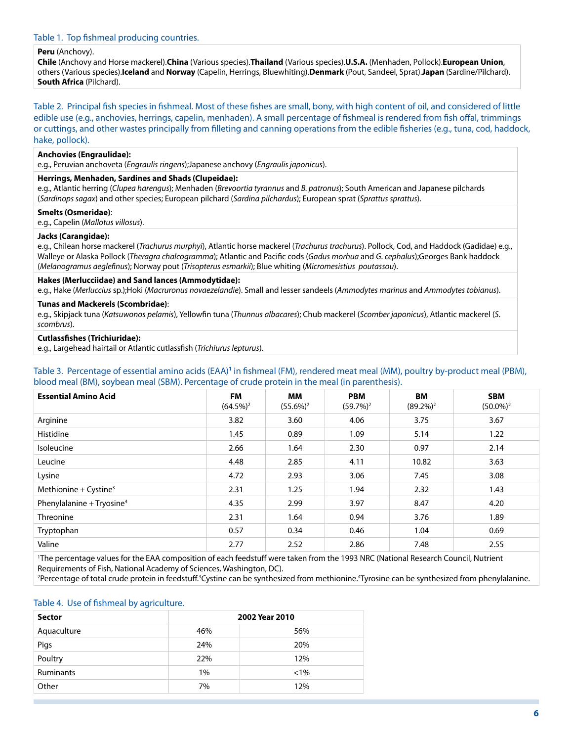Table 1. Top fishmeal producing countries.

| |
|---|
| **Peru** (Anchovy). **Chile** (Anchovy and Horse mackerel). **China** (Various species). **Thailand** (Various species). **U.S.A.** (Menhaden, Pollock). **European Union**, others (Various species). **Iceland** and **Norway** (Capelin, Herrings, Bluewhiting). **Denmark** (Pout, Sandeel, Sprat). **Japan** (Sardine/Pilchard). **South Africa** (Pilchard). |

Table 2. Principal fish species in fishmeal. Most of these fishes are small, bony, with high content of oil, and considered of little edible use (e.g., anchovies, herrings, capelin, menhaden). A small percentage of fishmeal is rendered from fish offal, trimmings or cuttings, and other wastes principally from filleting and canning operations from the edible fisheries (e.g., tuna, cod, haddock, hake, pollock).

| |
|---|
| **Anchovies (Engraulidae):** e.g., Peruvian anchoveta (*Engraulis ringens*); Japanese anchovy (*Engraulis japonicus*). |
| **Herrings, Menhaden, Sardines and Shads (Clupeidae):** e.g., Atlantic herring (*Clupea harengus*); Menhaden (*Brevoortia tyrannus* and *B. patronus*); South American and Japanese pilchards (*Sardinops sagax*) and other species; European pilchard (*Sardina pilchardus*); European sprat (*Sprattus sprattus*). |
| **Smelts (Osmeridae)**: e.g., Capelin (*Mallotus villosus*). |
| **Jacks (Carangidae):** e.g., Chilean horse mackerel (*Trachurus murphyi*), Atlantic horse mackerel (*Trachurus trachurus*). Pollock, Cod, and Haddock (Gadidae) e.g., Walleye or Alaska Pollock (*Theragra chalcogramma*); Atlantic and Pacific cods (*Gadus morhua* and *G. cephalus*); Georges Bank haddock (*Melanogrammus aeglefinus*); Norway pout (*Trisopterus esmarkii*); Blue whiting (*Micromesistius poutassou*). |
| **Hakes (Merlucciidae) and Sand lances (Ammodytidae):** e.g., Hake (*Merluccius* sp.); Hoki (*Macruronus novaezelandie*). Small and lesser sandeels (*Ammodytes marinus* and *Ammodytes tobianus*). |
| **Tunas and Mackerels (Scombridae)**: e.g., Skipjack tuna (*Katsuwonos pelamis*), Yellowfin tuna (*Thunnus albacares*); Chub mackerel (*Scomber japonicus*), Atlantic mackerel (*S. scombrus*). |
| **Cutlassfishes (Trichiuridae):** e.g., Largehead hairtail or Atlantic cutlassfish (*Trichiurus lepturus*). |

Table 3. Percentage of essential amino acids (EAA)[1] in fishmeal (FM), rendered meat meal (MM), poultry by-product meal (PBM), blood meal (BM), soybean meal (SBM). Percentage of crude protein in the meal (in parenthesis).

| Essential Amino Acid | FM (64.5%)[2] | MM (55.6%)[2] | PBM (59.7%)[2] | BM (89.2%)[2] | SBM (50.0%)[2] |
|---|---|---|---|---|---|
| Arginine | 3.82 | 3.60 | 4.06 | 3.75 | 3.67 |
| Histidine | 1.45 | 0.89 | 1.09 | 5.14 | 1.22 |
| Isoleucine | 2.66 | 1.64 | 2.30 | 0.97 | 2.14 |
| Leucine | 4.48 | 2.85 | 4.11 | 10.82 | 3.63 |
| Lysine | 4.72 | 2.93 | 3.06 | 7.45 | 3.08 |
| Methionine + Cystine[3] | 2.31 | 1.25 | 1.94 | 2.32 | 1.43 |
| Phenylalanine + Tryosine[4] | 4.35 | 2.99 | 3.97 | 8.47 | 4.20 |
| Threonine | 2.31 | 1.64 | 0.94 | 3.76 | 1.89 |
| Tryptophan | 0.57 | 0.34 | 0.46 | 1.04 | 0.69 |
| Valine | 2.77 | 2.52 | 2.86 | 7.48 | 2.55 |

[1]The percentage values for the EAA composition of each feedstuff were taken from the 1993 NRC (National Research Council, Nutrient Requirements of Fish, National Academy of Sciences, Washington, DC).
[2]Percentage of total crude protein in feedstuff. [3]Cystine can be synthesized from methionine. [4]Tyrosine can be synthesized from phenylalanine.

Table 4. Use of fishmeal by agriculture.

| Sector | 2002 Year 2010 | |
|---|---|---|
| Aquaculture | 46% | 56% |
| Pigs | 24% | 20% |
| Poultry | 22% | 12% |
| Ruminants | 1% | <1% |
| Other | 7% | 12% |